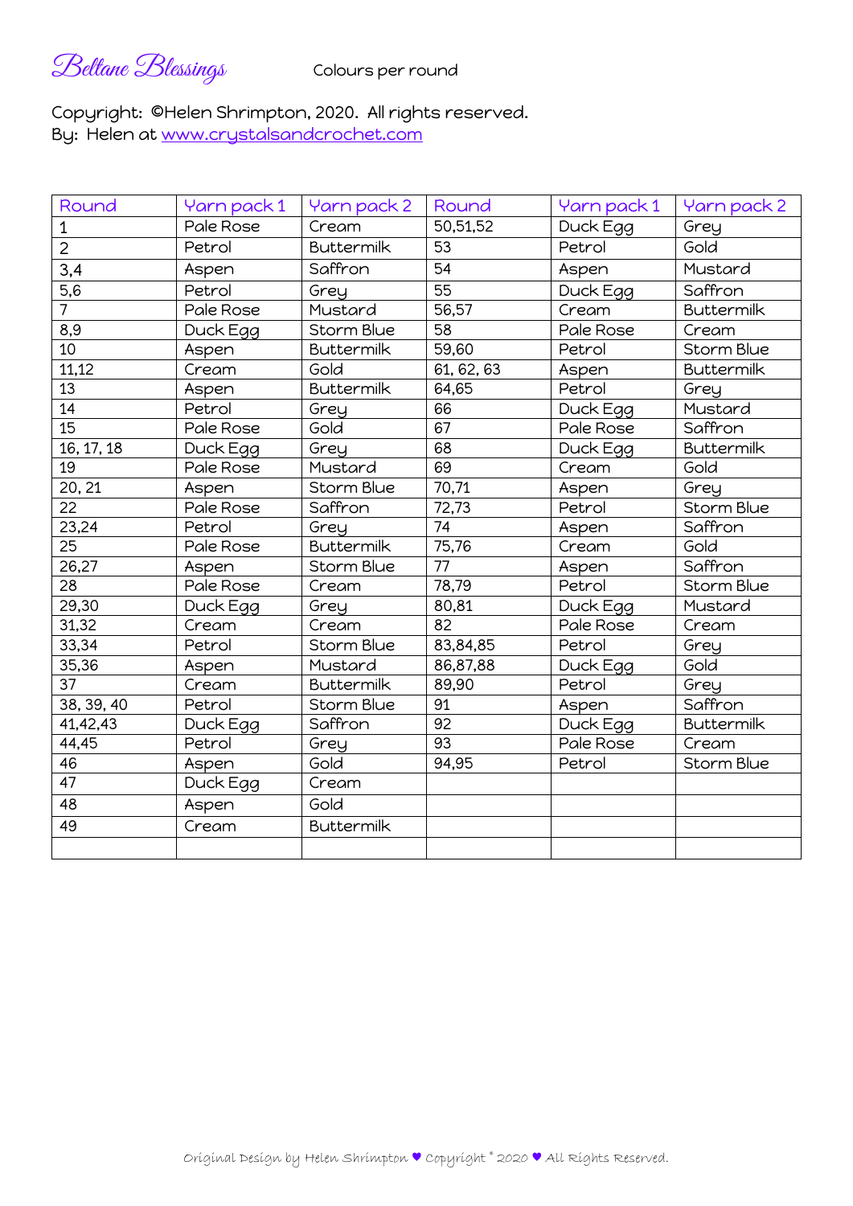# Beltane Blessings

Colours per round

Copyright: ©Helen Shrimpton, 2020. All rights reserved.
By: Helen at [www.crystalsandcrochet.com](www.crystalsandcrochet.com)

| Round | Yarn pack 1 | Yarn pack 2 | Round | Yarn pack 1 | Yarn pack 2 |
|---|---|---|---|---|---|
| 1 | Pale Rose | Cream | 50,51,52 | Duck Egg | Grey |
| 2 | Petrol | Buttermilk | 53 | Petrol | Gold |
| 3,4 | Aspen | Saffron | 54 | Aspen | Mustard |
| 5,6 | Petrol | Grey | 55 | Duck Egg | Saffron |
| 7 | Pale Rose | Mustard | 56,57 | Cream | Buttermilk |
| 8,9 | Duck Egg | Storm Blue | 58 | Pale Rose | Cream |
| 10 | Aspen | Buttermilk | 59,60 | Petrol | Storm Blue |
| 11,12 | Cream | Gold | 61, 62, 63 | Aspen | Buttermilk |
| 13 | Aspen | Buttermilk | 64,65 | Petrol | Grey |
| 14 | Petrol | Grey | 66 | Duck Egg | Mustard |
| 15 | Pale Rose | Gold | 67 | Pale Rose | Saffron |
| 16, 17, 18 | Duck Egg | Grey | 68 | Duck Egg | Buttermilk |
| 19 | Pale Rose | Mustard | 69 | Cream | Gold |
| 20, 21 | Aspen | Storm Blue | 70,71 | Aspen | Grey |
| 22 | Pale Rose | Saffron | 72,73 | Petrol | Storm Blue |
| 23,24 | Petrol | Grey | 74 | Aspen | Saffron |
| 25 | Pale Rose | Buttermilk | 75,76 | Cream | Gold |
| 26,27 | Aspen | Storm Blue | 77 | Aspen | Saffron |
| 28 | Pale Rose | Cream | 78,79 | Petrol | Storm Blue |
| 29,30 | Duck Egg | Grey | 80,81 | Duck Egg | Mustard |
| 31,32 | Cream | Cream | 82 | Pale Rose | Cream |
| 33,34 | Petrol | Storm Blue | 83,84,85 | Petrol | Grey |
| 35,36 | Aspen | Mustard | 86,87,88 | Duck Egg | Gold |
| 37 | Cream | Buttermilk | 89,90 | Petrol | Grey |
| 38, 39, 40 | Petrol | Storm Blue | 91 | Aspen | Saffron |
| 41,42,43 | Duck Egg | Saffron | 92 | Duck Egg | Buttermilk |
| 44,45 | Petrol | Grey | 93 | Pale Rose | Cream |
| 46 | Aspen | Gold | 94,95 | Petrol | Storm Blue |
| 47 | Duck Egg | Cream | | | |
| 48 | Aspen | Gold | | | |
| 49 | Cream | Buttermilk | | | |
| | | | | | |

Original Design by Helen Shrimpton ♥ Copyright © 2020 ♥ All Rights Reserved.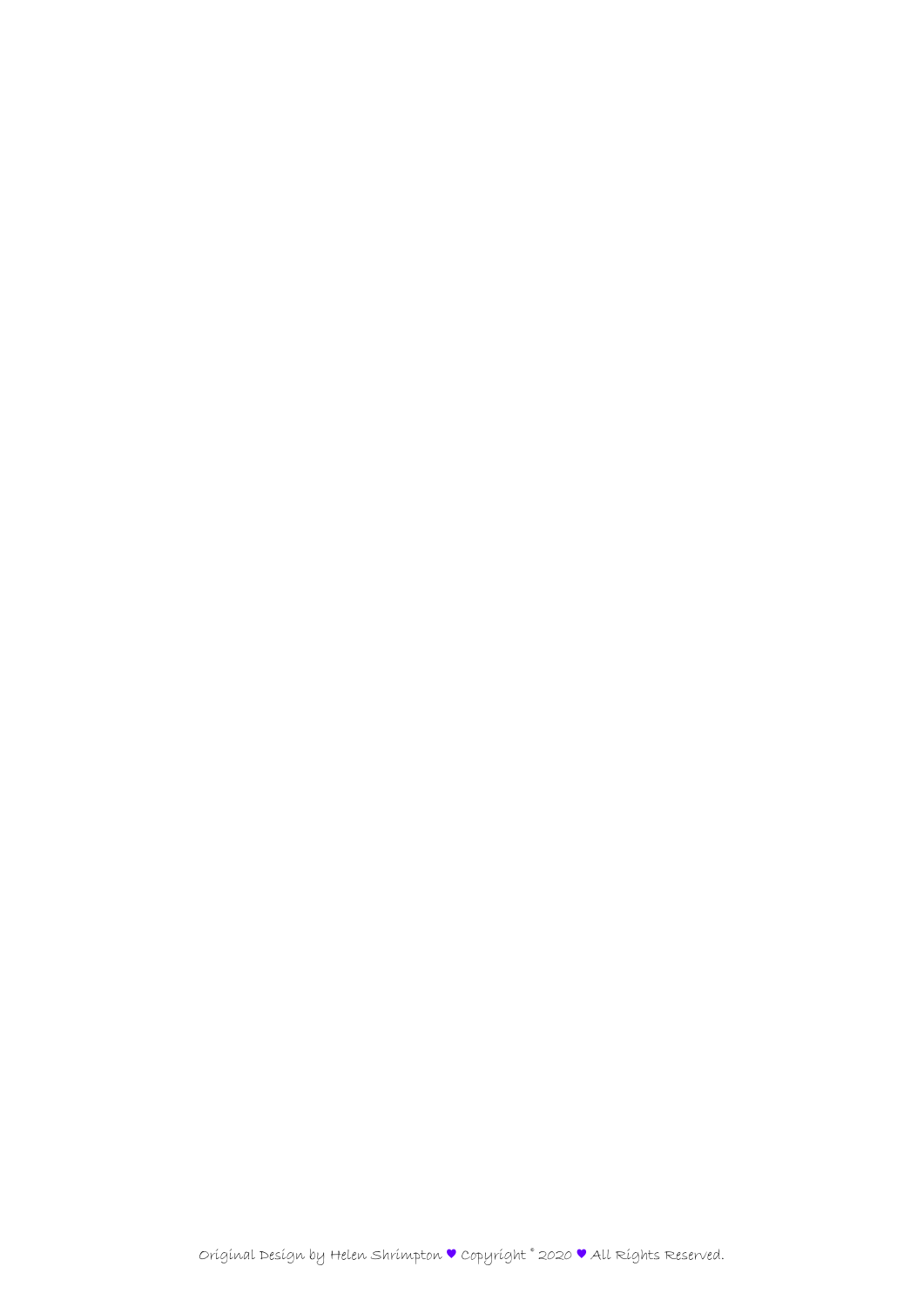Original Design by Helen Shrimpton ♥ Copyright © 2020 ♥ All Rights Reserved.